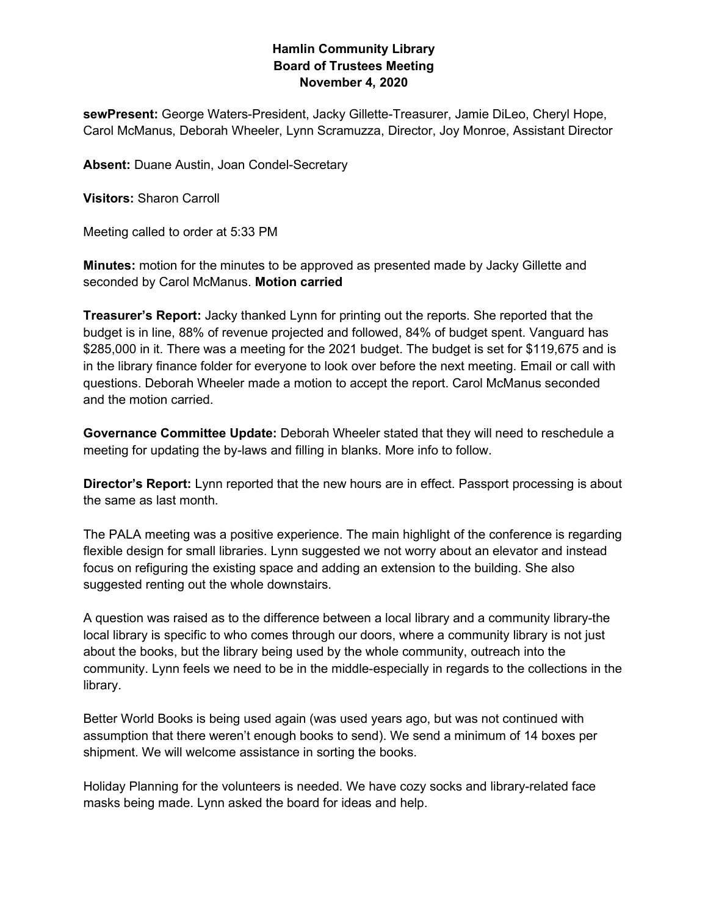**Hamlin Community Library**
**Board of Trustees Meeting**
**November 4, 2020**

**sewPresent:** George Waters-President, Jacky Gillette-Treasurer, Jamie DiLeo, Cheryl Hope, Carol McManus, Deborah Wheeler, Lynn Scramuzza, Director, Joy Monroe, Assistant Director

**Absent:** Duane Austin, Joan Condel-Secretary

**Visitors:** Sharon Carroll

Meeting called to order at 5:33 PM

**Minutes:** motion for the minutes to be approved as presented made by Jacky Gillette and seconded by Carol McManus. **Motion carried**

**Treasurer's Report:** Jacky thanked Lynn for printing out the reports. She reported that the budget is in line, 88% of revenue projected and followed, 84% of budget spent. Vanguard has $285,000 in it. There was a meeting for the 2021 budget. The budget is set for $119,675 and is in the library finance folder for everyone to look over before the next meeting. Email or call with questions. Deborah Wheeler made a motion to accept the report. Carol McManus seconded and the motion carried.

**Governance Committee Update:** Deborah Wheeler stated that they will need to reschedule a meeting for updating the by-laws and filling in blanks. More info to follow.

**Director's Report:** Lynn reported that the new hours are in effect. Passport processing is about the same as last month.

The PALA meeting was a positive experience. The main highlight of the conference is regarding flexible design for small libraries. Lynn suggested we not worry about an elevator and instead focus on refiguring the existing space and adding an extension to the building. She also suggested renting out the whole downstairs.

A question was raised as to the difference between a local library and a community library-the local library is specific to who comes through our doors, where a community library is not just about the books, but the library being used by the whole community, outreach into the community. Lynn feels we need to be in the middle-especially in regards to the collections in the library.

Better World Books is being used again (was used years ago, but was not continued with assumption that there weren't enough books to send). We send a minimum of 14 boxes per shipment. We will welcome assistance in sorting the books.

Holiday Planning for the volunteers is needed. We have cozy socks and library-related face masks being made. Lynn asked the board for ideas and help.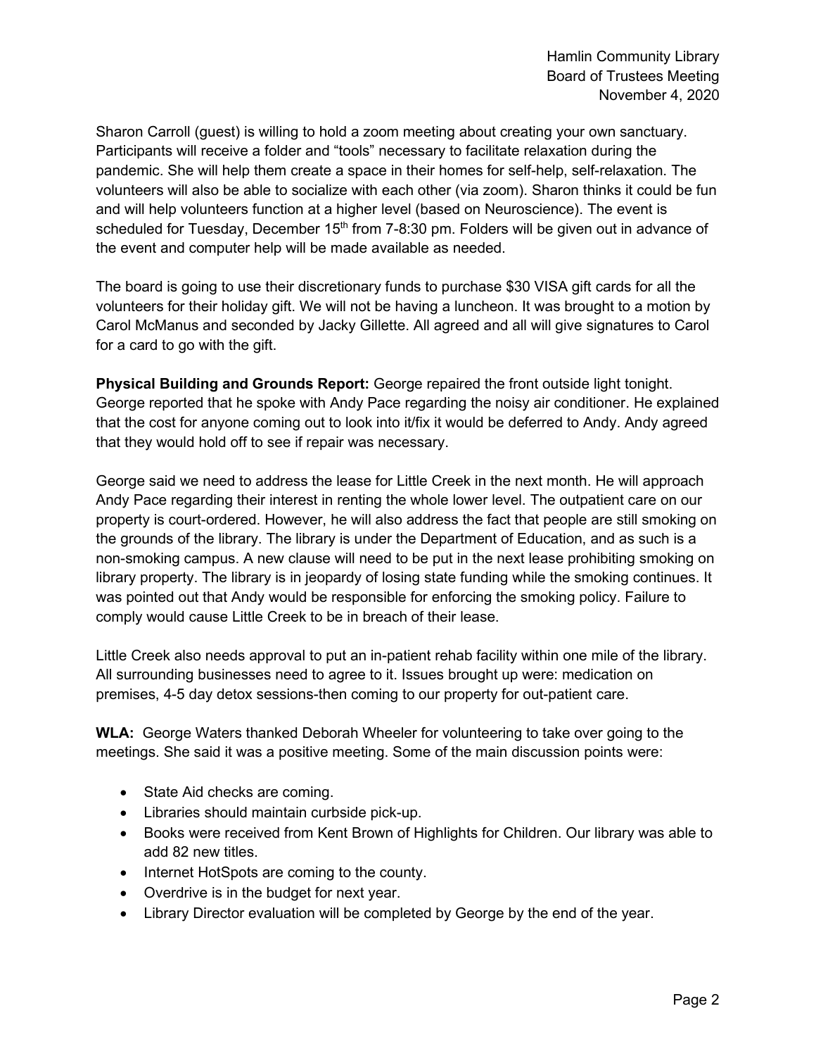Sharon Carroll (guest) is willing to hold a zoom meeting about creating your own sanctuary. Participants will receive a folder and "tools" necessary to facilitate relaxation during the pandemic. She will help them create a space in their homes for self-help, self-relaxation. The volunteers will also be able to socialize with each other (via zoom). Sharon thinks it could be fun and will help volunteers function at a higher level (based on Neuroscience). The event is scheduled for Tuesday, December 15th from 7-8:30 pm. Folders will be given out in advance of the event and computer help will be made available as needed.

The board is going to use their discretionary funds to purchase $30 VISA gift cards for all the volunteers for their holiday gift. We will not be having a luncheon. It was brought to a motion by Carol McManus and seconded by Jacky Gillette. All agreed and all will give signatures to Carol for a card to go with the gift.

**Physical Building and Grounds Report:** George repaired the front outside light tonight. George reported that he spoke with Andy Pace regarding the noisy air conditioner. He explained that the cost for anyone coming out to look into it/fix it would be deferred to Andy. Andy agreed that they would hold off to see if repair was necessary.

George said we need to address the lease for Little Creek in the next month. He will approach Andy Pace regarding their interest in renting the whole lower level. The outpatient care on our property is court-ordered. However, he will also address the fact that people are still smoking on the grounds of the library. The library is under the Department of Education, and as such is a non-smoking campus. A new clause will need to be put in the next lease prohibiting smoking on library property. The library is in jeopardy of losing state funding while the smoking continues. It was pointed out that Andy would be responsible for enforcing the smoking policy. Failure to comply would cause Little Creek to be in breach of their lease.

Little Creek also needs approval to put an in-patient rehab facility within one mile of the library. All surrounding businesses need to agree to it. Issues brought up were: medication on premises, 4-5 day detox sessions-then coming to our property for out-patient care.

**WLA:** George Waters thanked Deborah Wheeler for volunteering to take over going to the meetings. She said it was a positive meeting. Some of the main discussion points were:

- State Aid checks are coming.
- Libraries should maintain curbside pick-up.
- Books were received from Kent Brown of Highlights for Children. Our library was able to add 82 new titles.
- Internet HotSpots are coming to the county.
- Overdrive is in the budget for next year.
- Library Director evaluation will be completed by George by the end of the year.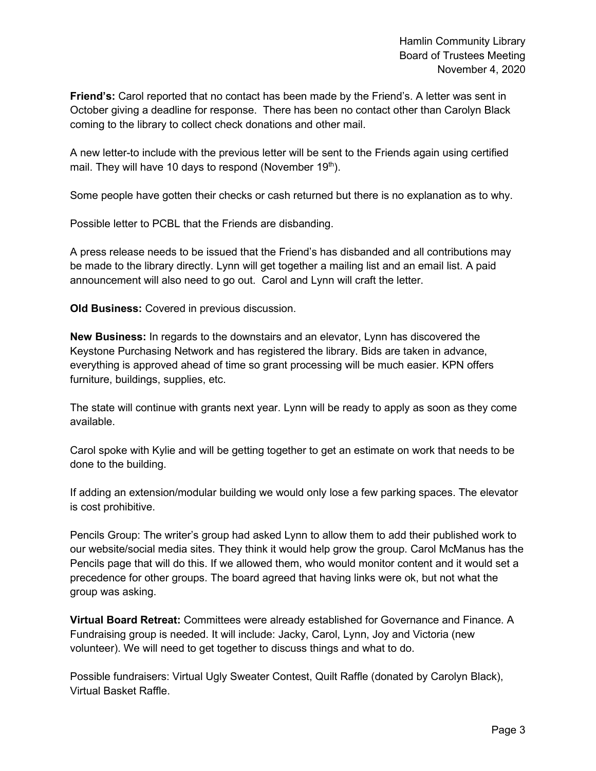**Friend's:** Carol reported that no contact has been made by the Friend's. A letter was sent in October giving a deadline for response. There has been no contact other than Carolyn Black coming to the library to collect check donations and other mail.

A new letter-to include with the previous letter will be sent to the Friends again using certified mail. They will have 10 days to respond (November 19th).

Some people have gotten their checks or cash returned but there is no explanation as to why.

Possible letter to PCBL that the Friends are disbanding.

A press release needs to be issued that the Friend's has disbanded and all contributions may be made to the library directly. Lynn will get together a mailing list and an email list. A paid announcement will also need to go out. Carol and Lynn will craft the letter.

**Old Business:** Covered in previous discussion.

**New Business:** In regards to the downstairs and an elevator, Lynn has discovered the Keystone Purchasing Network and has registered the library. Bids are taken in advance, everything is approved ahead of time so grant processing will be much easier. KPN offers furniture, buildings, supplies, etc.

The state will continue with grants next year. Lynn will be ready to apply as soon as they come available.

Carol spoke with Kylie and will be getting together to get an estimate on work that needs to be done to the building.

If adding an extension/modular building we would only lose a few parking spaces. The elevator is cost prohibitive.

Pencils Group: The writer's group had asked Lynn to allow them to add their published work to our website/social media sites. They think it would help grow the group. Carol McManus has the Pencils page that will do this. If we allowed them, who would monitor content and it would set a precedence for other groups. The board agreed that having links were ok, but not what the group was asking.

**Virtual Board Retreat:** Committees were already established for Governance and Finance. A Fundraising group is needed. It will include: Jacky, Carol, Lynn, Joy and Victoria (new volunteer). We will need to get together to discuss things and what to do.

Possible fundraisers: Virtual Ugly Sweater Contest, Quilt Raffle (donated by Carolyn Black), Virtual Basket Raffle.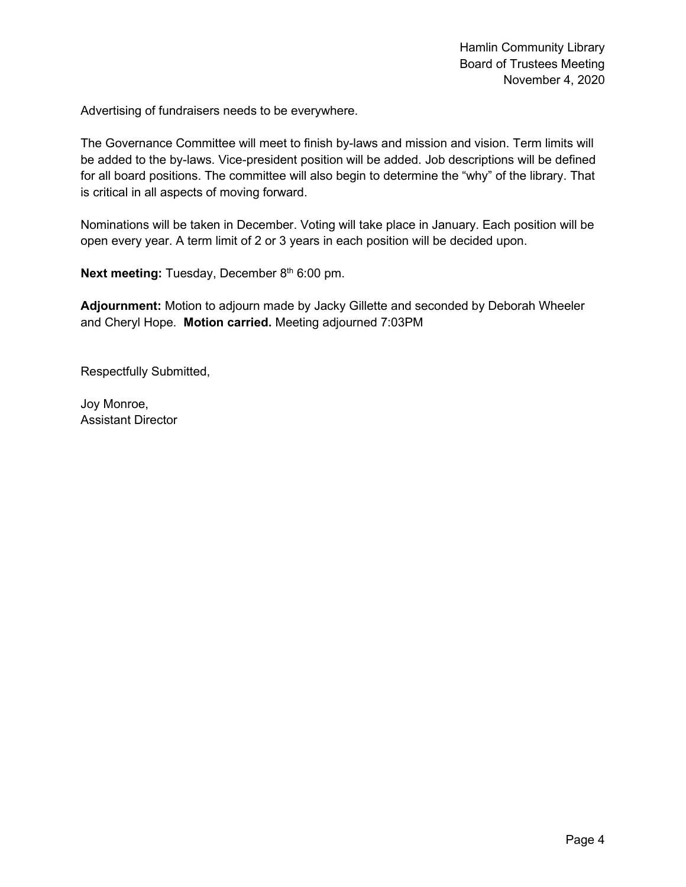Advertising of fundraisers needs to be everywhere.

The Governance Committee will meet to finish by-laws and mission and vision. Term limits will be added to the by-laws. Vice-president position will be added. Job descriptions will be defined for all board positions. The committee will also begin to determine the "why" of the library. That is critical in all aspects of moving forward.

Nominations will be taken in December. Voting will take place in January. Each position will be open every year. A term limit of 2 or 3 years in each position will be decided upon.

**Next meeting:** Tuesday, December 8th 6:00 pm.

**Adjournment:** Motion to adjourn made by Jacky Gillette and seconded by Deborah Wheeler and Cheryl Hope. **Motion carried.** Meeting adjourned 7:03PM

Respectfully Submitted,

Joy Monroe,
Assistant Director